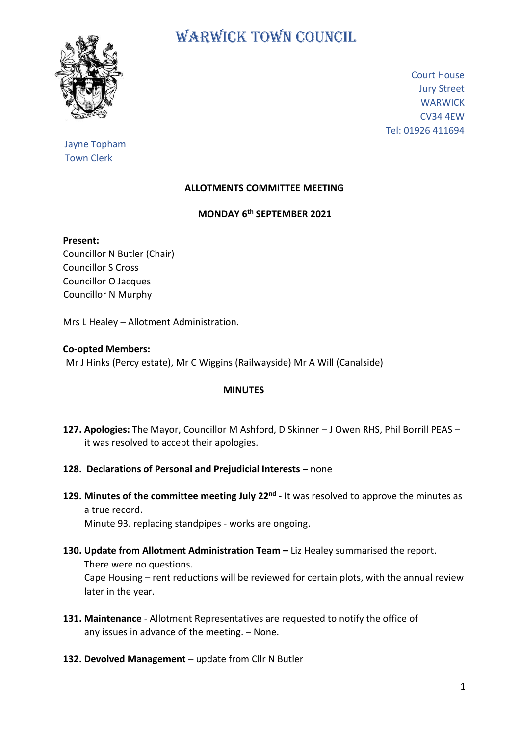# WARWICK TOWN COUNCIL

Court House
Jury Street
WARWICK
CV34 4EW
Tel: 01926 411694

Jayne Topham
Town Clerk

**ALLOTMENTS COMMITTEE MEETING**

**MONDAY 6th SEPTEMBER 2021**

**Present:**
Councillor N Butler (Chair)
Councillor S Cross
Councillor O Jacques
Councillor N Murphy

Mrs L Healey – Allotment Administration.

**Co-opted Members:**
Mr J Hinks (Percy estate), Mr C Wiggins (Railwayside) Mr A Will (Canalside)

**MINUTES**

**127. Apologies:** The Mayor, Councillor M Ashford, D Skinner – J Owen RHS, Phil Borrill PEAS – it was resolved to accept their apologies.

**128. Declarations of Personal and Prejudicial Interests –** none

**129. Minutes of the committee meeting July 22nd -** It was resolved to approve the minutes as a true record.
Minute 93. replacing standpipes - works are ongoing.

**130. Update from Allotment Administration Team –** Liz Healey summarised the report.
There were no questions.
Cape Housing – rent reductions will be reviewed for certain plots, with the annual review later in the year.

**131. Maintenance** - Allotment Representatives are requested to notify the office of any issues in advance of the meeting. – None.

**132. Devolved Management** – update from Cllr N Butler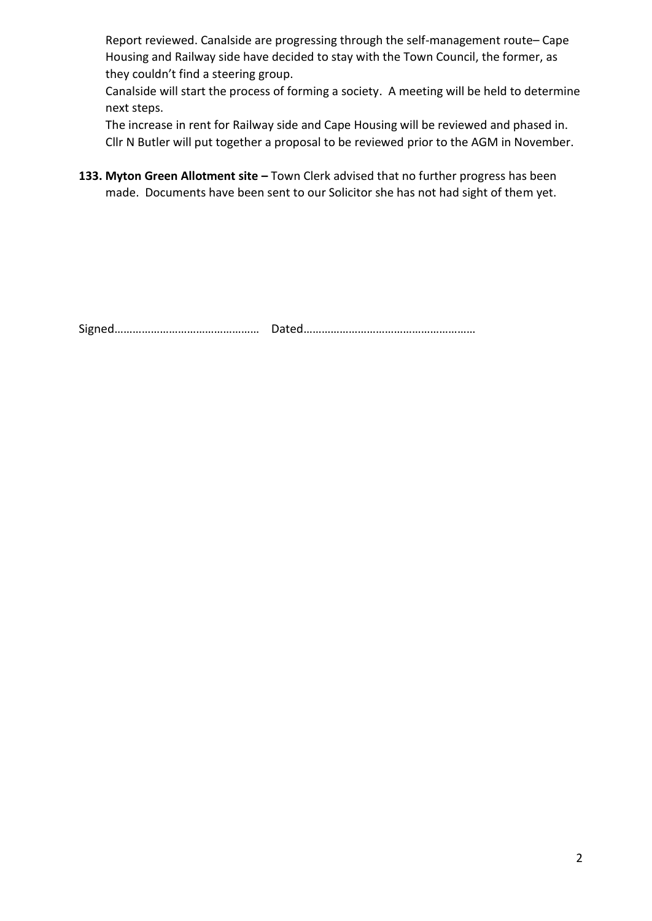Report reviewed. Canalside are progressing through the self-management route– Cape Housing and Railway side have decided to stay with the Town Council, the former, as they couldn't find a steering group.

Canalside will start the process of forming a society. A meeting will be held to determine next steps.

The increase in rent for Railway side and Cape Housing will be reviewed and phased in. Cllr N Butler will put together a proposal to be reviewed prior to the AGM in November.

**133. Myton Green Allotment site –** Town Clerk advised that no further progress has been made. Documents have been sent to our Solicitor she has not had sight of them yet.

Signed………………………………………… Dated…………………………………………………